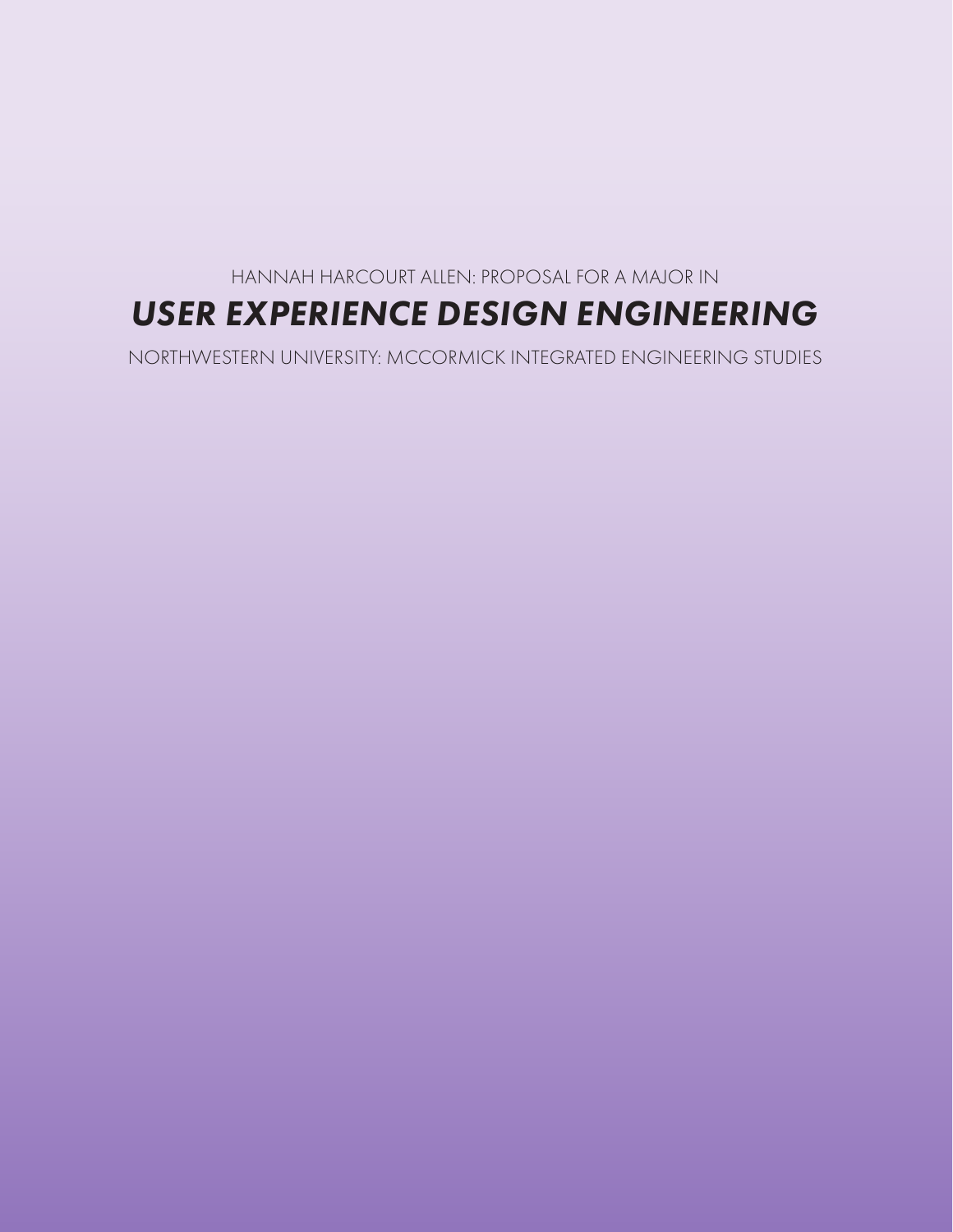HANNAH HARCOURT ALLEN: PROPOSAL FOR A MAJOR IN

# *USER EXPERIENCE DESIGN ENGINEERING*

NORTHWESTERN UNIVERSITY: MCCORMICK INTEGRATED ENGINEERING STUDIES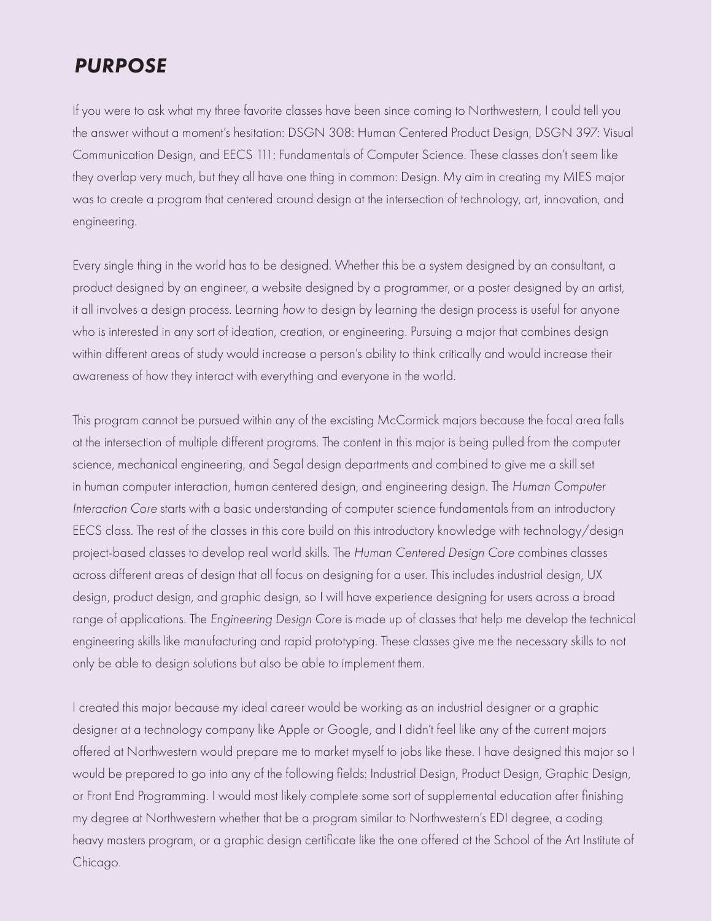# ***PURPOSE***

If you were to ask what my three favorite classes have been since coming to Northwestern, I could tell you the answer without a moment's hesitation: DSGN 308: Human Centered Product Design, DSGN 397: Visual Communication Design, and EECS 111: Fundamentals of Computer Science. These classes don't seem like they overlap very much, but they all have one thing in common: Design. My aim in creating my MIES major was to create a program that centered around design at the intersection of technology, art, innovation, and engineering.

Every single thing in the world has to be designed. Whether this be a system designed by an consultant, a product designed by an engineer, a website designed by a programmer, or a poster designed by an artist, it all involves a design process. Learning *how* to design by learning the design process is useful for anyone who is interested in any sort of ideation, creation, or engineering. Pursuing a major that combines design within different areas of study would increase a person's ability to think critically and would increase their awareness of how they interact with everything and everyone in the world.

This program cannot be pursued within any of the excisting McCormick majors because the focal area falls at the intersection of multiple different programs. The content in this major is being pulled from the computer science, mechanical engineering, and Segal design departments and combined to give me a skill set in human computer interaction, human centered design, and engineering design. The *Human Computer Interaction Core* starts with a basic understanding of computer science fundamentals from an introductory EECS class. The rest of the classes in this core build on this introductory knowledge with technology/design project-based classes to develop real world skills. The *Human Centered Design Core* combines classes across different areas of design that all focus on designing for a user. This includes industrial design, UX design, product design, and graphic design, so I will have experience designing for users across a broad range of applications. The *Engineering Design Core* is made up of classes that help me develop the technical engineering skills like manufacturing and rapid prototyping. These classes give me the necessary skills to not only be able to design solutions but also be able to implement them.

I created this major because my ideal career would be working as an industrial designer or a graphic designer at a technology company like Apple or Google, and I didn't feel like any of the current majors offered at Northwestern would prepare me to market myself to jobs like these. I have designed this major so I would be prepared to go into any of the following fields: Industrial Design, Product Design, Graphic Design, or Front End Programming. I would most likely complete some sort of supplemental education after finishing my degree at Northwestern whether that be a program similar to Northwestern's EDI degree, a coding heavy masters program, or a graphic design certificate like the one offered at the School of the Art Institute of Chicago.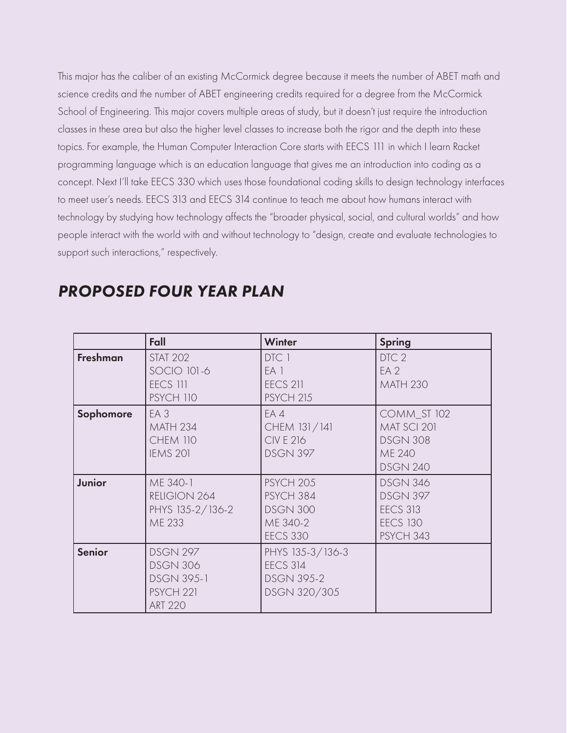This major has the caliber of an existing McCormick degree because it meets the number of ABET math and science credits and the number of ABET engineering credits required for a degree from the McCormick School of Engineering. This major covers multiple areas of study, but it doesn't just require the introduction classes in these area but also the higher level classes to increase both the rigor and the depth into these topics. For example, the Human Computer Interaction Core starts with EECS 111 in which I learn Racket programming language which is an education language that gives me an introduction into coding as a concept. Next I'll take EECS 330 which uses those foundational coding skills to design technology interfaces to meet user's needs. EECS 313 and EECS 314 continue to teach me about how humans interact with technology by studying how technology affects the "broader physical, social, and cultural worlds" and how people interact with the world with and without technology to "design, create and evaluate technologies to support such interactions," respectively.

## *PROPOSED FOUR YEAR PLAN*

| | Fall | Winter | Spring |
|---|---|---|---|
| **Freshman** | STAT 202<br>SOCIO 101-6<br>EECS 111<br>PSYCH 110 | DTC 1<br>EA 1<br>EECS 211<br>PSYCH 215 | DTC 2<br>EA 2<br>MATH 230 |
| **Sophomore** | EA 3<br>MATH 234<br>CHEM 110<br>IEMS 201 | EA 4<br>CHEM 131/141<br>CIV E 216<br>DSGN 397 | COMM_ST 102<br>MAT SCI 201<br>DSGN 308<br>ME 240<br>DSGN 240 |
| **Junior** | ME 340-1<br>RELIGION 264<br>PHYS 135-2/136-2<br>ME 233 | PSYCH 205<br>PSYCH 384<br>DSGN 300<br>ME 340-2<br>EECS 330 | DSGN 346<br>DSGN 397<br>EECS 313<br>EECS 130<br>PSYCH 343 |
| **Senior** | DSGN 297<br>DSGN 306<br>DSGN 395-1<br>PSYCH 221<br>ART 220 | PHYS 135-3/136-3<br>EECS 314<br>DSGN 395-2<br>DSGN 320/305 | |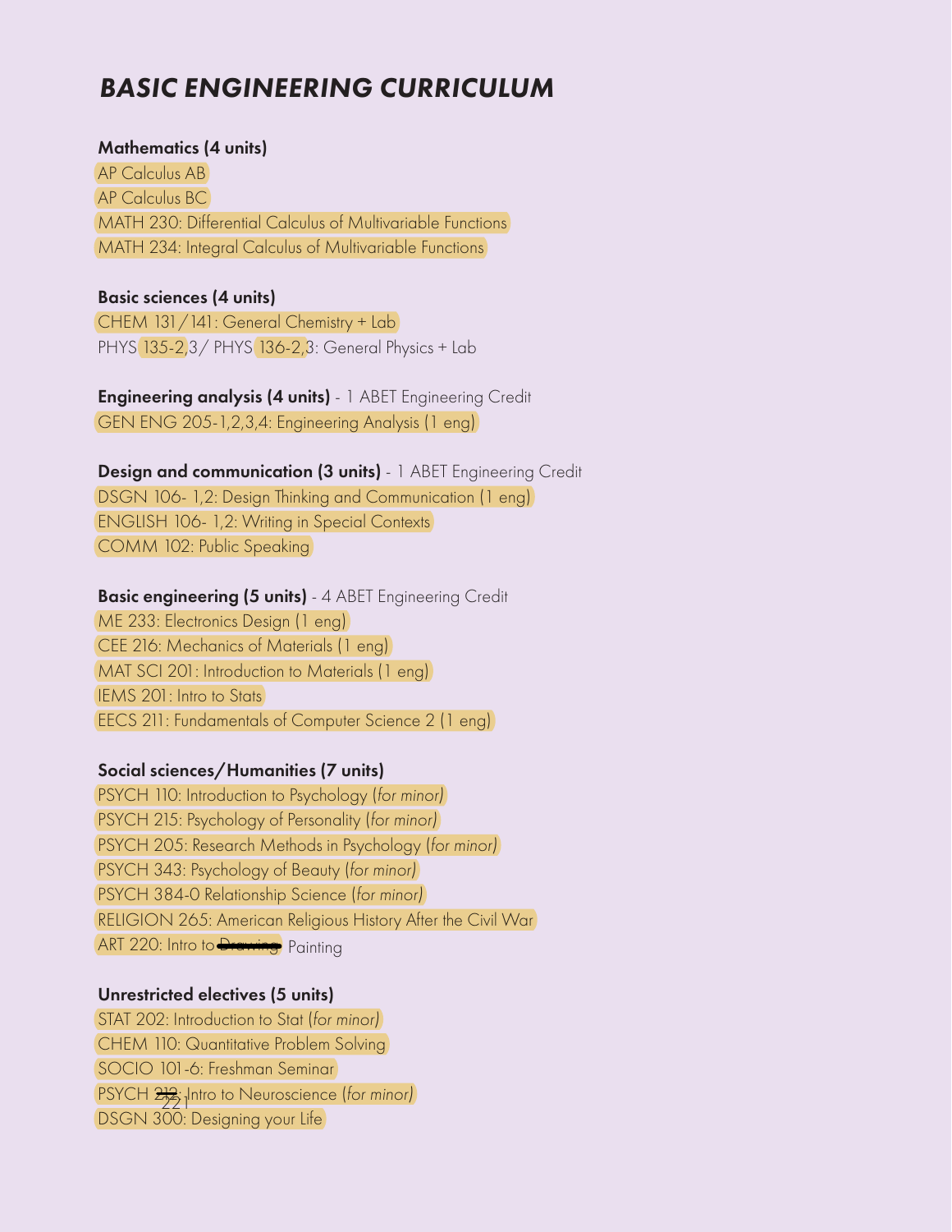# *BASIC ENGINEERING CURRICULUM*

**Mathematics (4 units)**

AP Calculus AB

AP Calculus BC

MATH 230: Differential Calculus of Multivariable Functions

MATH 234: Integral Calculus of Multivariable Functions

**Basic sciences (4 units)**

CHEM 131/141: General Chemistry + Lab

PHYS 135-2,3/ PHYS 136-2,3: General Physics + Lab

**Engineering analysis (4 units)** - 1 ABET Engineering Credit

GEN ENG 205-1,2,3,4: Engineering Analysis (1 eng)

**Design and communication (3 units)** - 1 ABET Engineering Credit

DSGN 106- 1,2: Design Thinking and Communication (1 eng)

ENGLISH 106- 1,2: Writing in Special Contexts

COMM 102: Public Speaking

**Basic engineering (5 units)** - 4 ABET Engineering Credit

ME 233: Electronics Design (1 eng)

CEE 216: Mechanics of Materials (1 eng)

MAT SCI 201: Introduction to Materials (1 eng)

IEMS 201: Intro to Stats

EECS 211: Fundamentals of Computer Science 2 (1 eng)

**Social sciences/Humanities (7 units)**

PSYCH 110: Introduction to Psychology (*for minor)*

PSYCH 215: Psychology of Personality (*for minor)*

PSYCH 205: Research Methods in Psychology (*for minor)*

PSYCH 343: Psychology of Beauty (*for minor)*

PSYCH 384-0 Relationship Science (*for minor)*

RELIGION 265: American Religious History After the Civil War

ART 220: Intro to ~~Drawing~~ Painting

**Unrestricted electives (5 units)**

STAT 202: Introduction to Stat (*for minor)*

CHEM 110: Quantitative Problem Solving

SOCIO 101-6: Freshman Seminar

PSYCH ~~212~~ 221: Intro to Neuroscience (*for minor)*

DSGN 300: Designing your Life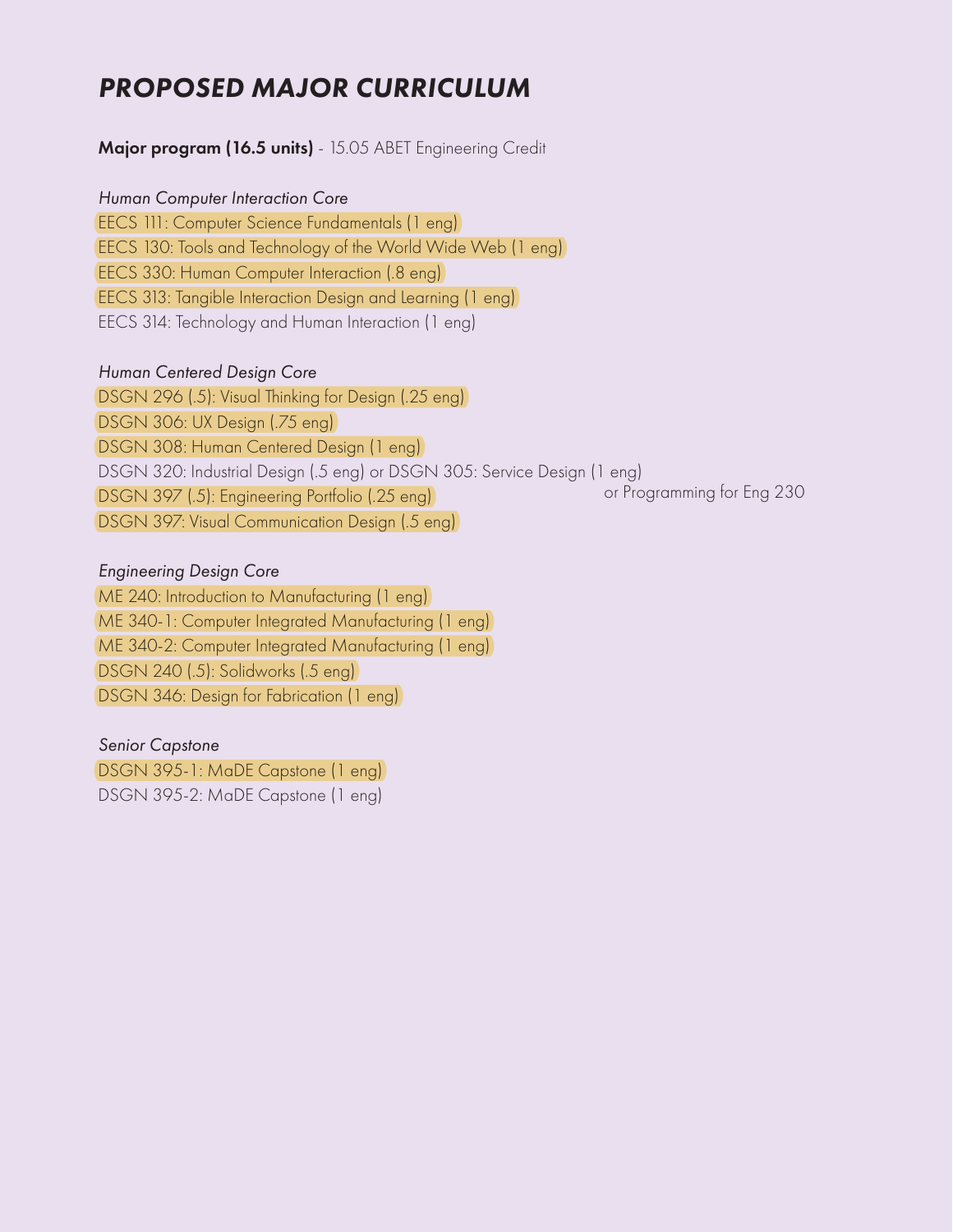# *PROPOSED MAJOR CURRICULUM*

**Major program (16.5 units)** - 15.05 ABET Engineering Credit

*Human Computer Interaction Core*

EECS 111: Computer Science Fundamentals (1 eng)
EECS 130: Tools and Technology of the World Wide Web (1 eng)
EECS 330: Human Computer Interaction (.8 eng)
EECS 313: Tangible Interaction Design and Learning (1 eng)
EECS 314: Technology and Human Interaction (1 eng)

*Human Centered Design Core*

DSGN 296 (.5): Visual Thinking for Design (.25 eng)
DSGN 306: UX Design (.75 eng)
DSGN 308: Human Centered Design (1 eng)
DSGN 320: Industrial Design (.5 eng) or DSGN 305: Service Design (1 eng) or Programming for Eng 230
DSGN 397 (.5): Engineering Portfolio (.25 eng)
DSGN 397: Visual Communication Design (.5 eng)

*Engineering Design Core*

ME 240: Introduction to Manufacturing (1 eng)
ME 340-1: Computer Integrated Manufacturing (1 eng)
ME 340-2: Computer Integrated Manufacturing (1 eng)
DSGN 240 (.5): Solidworks (.5 eng)
DSGN 346: Design for Fabrication (1 eng)

*Senior Capstone*

DSGN 395-1: MaDE Capstone (1 eng)
DSGN 395-2: MaDE Capstone (1 eng)